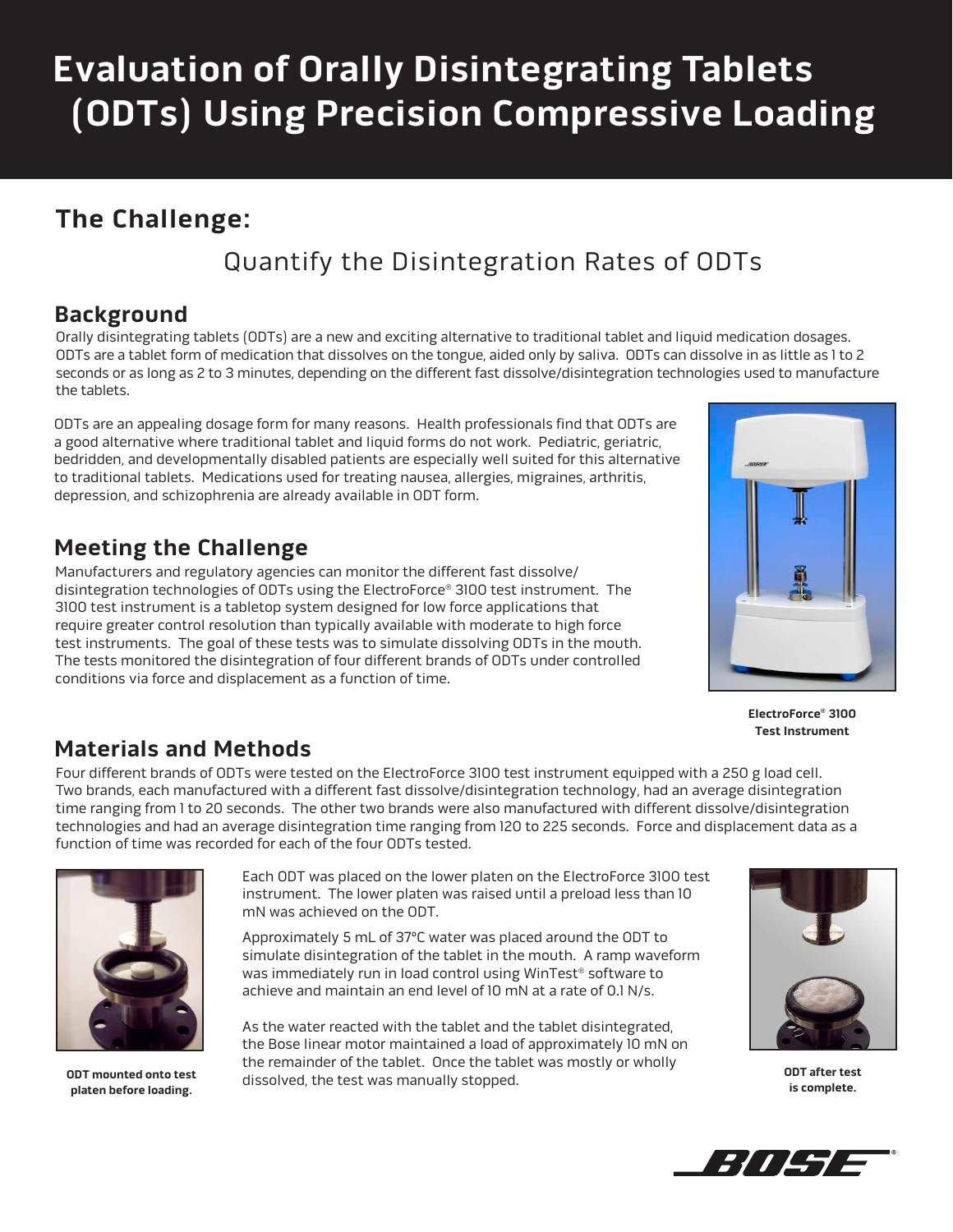# Evaluation of Orally Disintegrating Tablets (ODTs) Using Precision Compressive Loading

## The Challenge:

### Quantify the Disintegration Rates of ODTs

## Background

Orally disintegrating tablets (ODTs) are a new and exciting alternative to traditional tablet and liquid medication dosages. ODTs are a tablet form of medication that dissolves on the tongue, aided only by saliva. ODTs can dissolve in as little as 1 to 2 seconds or as long as 2 to 3 minutes, depending on the different fast dissolve/disintegration technologies used to manufacture the tablets.

ODTs are an appealing dosage form for many reasons. Health professionals find that ODTs are a good alternative where traditional tablet and liquid forms do not work. Pediatric, geriatric, bedridden, and developmentally disabled patients are especially well suited for this alternative to traditional tablets. Medications used for treating nausea, allergies, migraines, arthritis, depression, and schizophrenia are already available in ODT form.

## Meeting the Challenge

Manufacturers and regulatory agencies can monitor the different fast dissolve/ disintegration technologies of ODTs using the ElectroForce® 3100 test instrument. The 3100 test instrument is a tabletop system designed for low force applications that require greater control resolution than typically available with moderate to high force test instruments. The goal of these tests was to simulate dissolving ODTs in the mouth. The tests monitored the disintegration of four different brands of ODTs under controlled conditions via force and displacement as a function of time.

**ElectroForce® 3100 Test Instrument**

## Materials and Methods

Four different brands of ODTs were tested on the ElectroForce 3100 test instrument equipped with a 250 g load cell. Two brands, each manufactured with a different fast dissolve/disintegration technology, had an average disintegration time ranging from 1 to 20 seconds. The other two brands were also manufactured with different dissolve/disintegration technologies and had an average disintegration time ranging from 120 to 225 seconds. Force and displacement data as a function of time was recorded for each of the four ODTs tested.

Each ODT was placed on the lower platen on the ElectroForce 3100 test instrument. The lower platen was raised until a preload less than 10 mN was achieved on the ODT.

Approximately 5 mL of 37°C water was placed around the ODT to simulate disintegration of the tablet in the mouth. A ramp waveform was immediately run in load control using WinTest® software to achieve and maintain an end level of 10 mN at a rate of 0.1 N/s.

As the water reacted with the tablet and the tablet disintegrated, the Bose linear motor maintained a load of approximately 10 mN on the remainder of the tablet. Once the tablet was mostly or wholly dissolved, the test was manually stopped.

**ODT mounted onto test platen before loading.**

**ODT after test is complete.**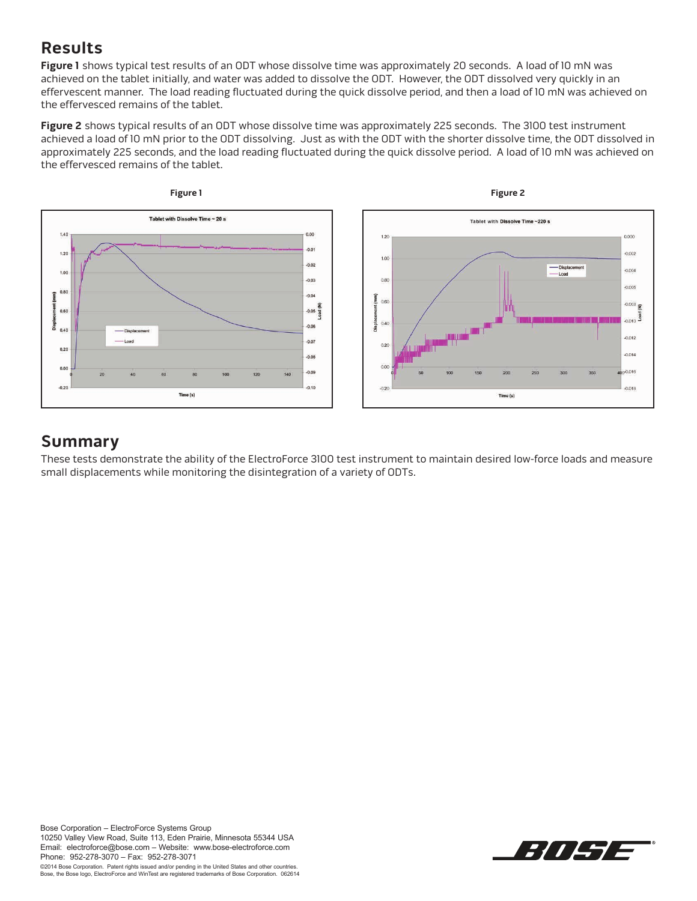## Results

**Figure 1** shows typical test results of an ODT whose dissolve time was approximately 20 seconds. A load of 10 mN was achieved on the tablet initially, and water was added to dissolve the ODT. However, the ODT dissolved very quickly in an effervescent manner. The load reading fluctuated during the quick dissolve period, and then a load of 10 mN was achieved on the effervesced remains of the tablet.

**Figure 2** shows typical results of an ODT whose dissolve time was approximately 225 seconds. The 3100 test instrument achieved a load of 10 mN prior to the ODT dissolving. Just as with the ODT with the shorter dissolve time, the ODT dissolved in approximately 225 seconds, and the load reading fluctuated during the quick dissolve period. A load of 10 mN was achieved on the effervesced remains of the tablet.

**Figure 1**

Tablet with Dissolve Time ~ 20 s

Displacement (mm)

1.40
1.20
1.00
0.80
0.60
0.40
0.20
0.00
-0.20

Load (N)

0.00
-0.01
-0.02
-0.03
-0.04
-0.05
-0.06
-0.07
-0.08
-0.09
-0.10

Time (s)

0
20
40
60
80
100
120
140

Displacement
Load

**Figure 2**

Tablet with Dissolve Time ~220 s

Displacement (mm)

1.20
1.00
0.80
0.60
0.40
0.20
0.00
-0.20

Load (N)

0.000
-0.002
-0.004
-0.006
-0.008
-0.010
-0.012
-0.014
-0.016
-0.018

Time (s)

0
50
100
150
200
250
300
350
400

Displacement
Load

## Summary

These tests demonstrate the ability of the ElectroForce 3100 test instrument to maintain desired low-force loads and measure small displacements while monitoring the disintegration of a variety of ODTs.

Bose Corporation – ElectroForce Systems Group
10250 Valley View Road, Suite 113, Eden Prairie, Minnesota 55344 USA
Email: electroforce@bose.com – Website: www.bose-electroforce.com
Phone: 952-278-3070 – Fax: 952-278-3071
©2014 Bose Corporation. Patent rights issued and/or pending in the United States and other countries.
Bose, the Bose logo, ElectroForce and WinTest are registered trademarks of Bose Corporation. 062614